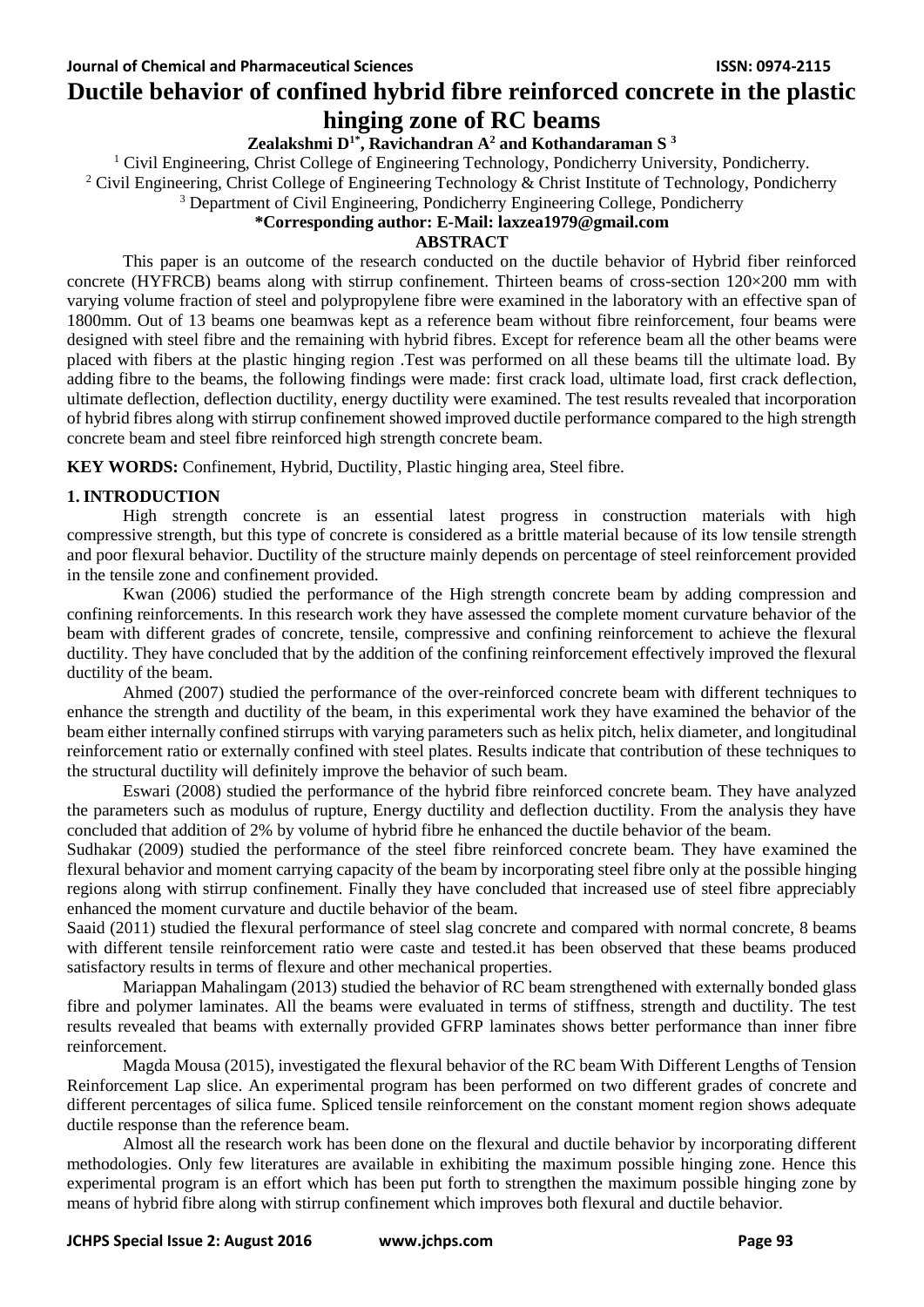# Ductile behavior of confined hybrid fibre reinforced concrete in the plastic hinging zone of RC beams

**Zealakshmi D[1*], Ravichandran A[2] and Kothandaraman S[3]**

[1] Civil Engineering, Christ College of Engineering Technology, Pondicherry University, Pondicherry.

[2] Civil Engineering, Christ College of Engineering Technology & Christ Institute of Technology, Pondicherry

[3] Department of Civil Engineering, Pondicherry Engineering College, Pondicherry

**\*Corresponding author: E-Mail: laxzea1979@gmail.com**

## ABSTRACT

This paper is an outcome of the research conducted on the ductile behavior of Hybrid fiber reinforced concrete (HYFRCB) beams along with stirrup confinement. Thirteen beams of cross-section 120×200 mm with varying volume fraction of steel and polypropylene fibre were examined in the laboratory with an effective span of 1800mm. Out of 13 beams one beamwas kept as a reference beam without fibre reinforcement, four beams were designed with steel fibre and the remaining with hybrid fibres. Except for reference beam all the other beams were placed with fibers at the plastic hinging region .Test was performed on all these beams till the ultimate load. By adding fibre to the beams, the following findings were made: first crack load, ultimate load, first crack deflection, ultimate deflection, deflection ductility, energy ductility were examined. The test results revealed that incorporation of hybrid fibres along with stirrup confinement showed improved ductile performance compared to the high strength concrete beam and steel fibre reinforced high strength concrete beam.

**KEY WORDS:** Confinement, Hybrid, Ductility, Plastic hinging area, Steel fibre.

## 1. INTRODUCTION

High strength concrete is an essential latest progress in construction materials with high compressive strength, but this type of concrete is considered as a brittle material because of its low tensile strength and poor flexural behavior. Ductility of the structure mainly depends on percentage of steel reinforcement provided in the tensile zone and confinement provided.

Kwan (2006) studied the performance of the High strength concrete beam by adding compression and confining reinforcements. In this research work they have assessed the complete moment curvature behavior of the beam with different grades of concrete, tensile, compressive and confining reinforcement to achieve the flexural ductility. They have concluded that by the addition of the confining reinforcement effectively improved the flexural ductility of the beam.

Ahmed (2007) studied the performance of the over-reinforced concrete beam with different techniques to enhance the strength and ductility of the beam, in this experimental work they have examined the behavior of the beam either internally confined stirrups with varying parameters such as helix pitch, helix diameter, and longitudinal reinforcement ratio or externally confined with steel plates. Results indicate that contribution of these techniques to the structural ductility will definitely improve the behavior of such beam.

Eswari (2008) studied the performance of the hybrid fibre reinforced concrete beam. They have analyzed the parameters such as modulus of rupture, Energy ductility and deflection ductility. From the analysis they have concluded that addition of 2% by volume of hybrid fibre he enhanced the ductile behavior of the beam.

Sudhakar (2009) studied the performance of the steel fibre reinforced concrete beam. They have examined the flexural behavior and moment carrying capacity of the beam by incorporating steel fibre only at the possible hinging regions along with stirrup confinement. Finally they have concluded that increased use of steel fibre appreciably enhanced the moment curvature and ductile behavior of the beam.

Saaid (2011) studied the flexural performance of steel slag concrete and compared with normal concrete, 8 beams with different tensile reinforcement ratio were caste and tested.it has been observed that these beams produced satisfactory results in terms of flexure and other mechanical properties.

Mariappan Mahalingam (2013) studied the behavior of RC beam strengthened with externally bonded glass fibre and polymer laminates. All the beams were evaluated in terms of stiffness, strength and ductility. The test results revealed that beams with externally provided GFRP laminates shows better performance than inner fibre reinforcement.

Magda Mousa (2015), investigated the flexural behavior of the RC beam With Different Lengths of Tension Reinforcement Lap slice. An experimental program has been performed on two different grades of concrete and different percentages of silica fume. Spliced tensile reinforcement on the constant moment region shows adequate ductile response than the reference beam.

Almost all the research work has been done on the flexural and ductile behavior by incorporating different methodologies. Only few literatures are available in exhibiting the maximum possible hinging zone. Hence this experimental program is an effort which has been put forth to strengthen the maximum possible hinging zone by means of hybrid fibre along with stirrup confinement which improves both flexural and ductile behavior.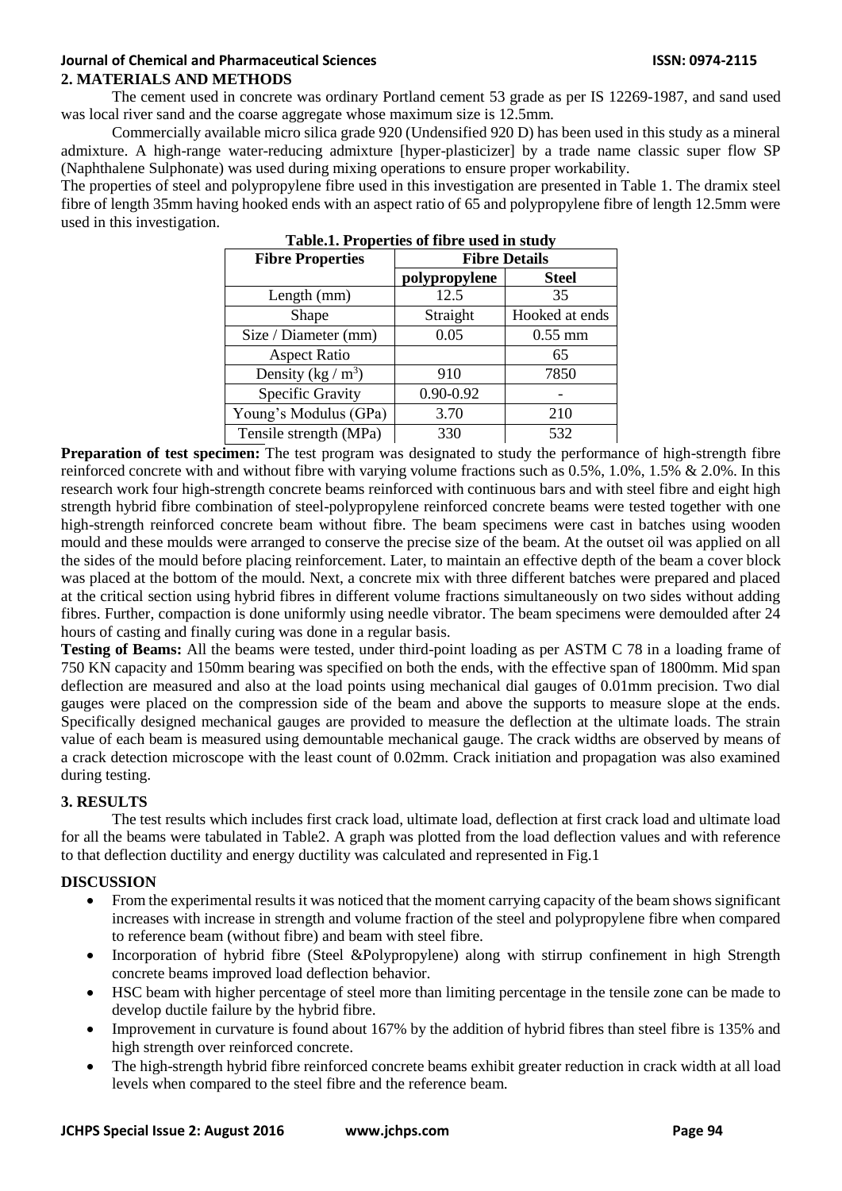## 2. MATERIALS AND METHODS

The cement used in concrete was ordinary Portland cement 53 grade as per IS 12269-1987, and sand used was local river sand and the coarse aggregate whose maximum size is 12.5mm.

Commercially available micro silica grade 920 (Undensified 920 D) has been used in this study as a mineral admixture. A high-range water-reducing admixture [hyper-plasticizer] by a trade name classic super flow SP (Naphthalene Sulphonate) was used during mixing operations to ensure proper workability.

The properties of steel and polypropylene fibre used in this investigation are presented in Table 1. The dramix steel fibre of length 35mm having hooked ends with an aspect ratio of 65 and polypropylene fibre of length 12.5mm were used in this investigation.

**Table.1. Properties of fibre used in study**

| Fibre Properties | Fibre Details | |
|---|---|---|
| | polypropylene | Steel |
| Length (mm) | 12.5 | 35 |
| Shape | Straight | Hooked at ends |
| Size / Diameter (mm) | 0.05 | 0.55 mm |
| Aspect Ratio | | 65 |
| Density (kg / $m^3$) | 910 | 7850 |
| Specific Gravity | 0.90-0.92 | - |
| Young's Modulus (GPa) | 3.70 | 210 |
| Tensile strength (MPa) | 330 | 532 |

**Preparation of test specimen:** The test program was designated to study the performance of high-strength fibre reinforced concrete with and without fibre with varying volume fractions such as 0.5%, 1.0%, 1.5% & 2.0%. In this research work four high-strength concrete beams reinforced with continuous bars and with steel fibre and eight high strength hybrid fibre combination of steel-polypropylene reinforced concrete beams were tested together with one high-strength reinforced concrete beam without fibre. The beam specimens were cast in batches using wooden mould and these moulds were arranged to conserve the precise size of the beam. At the outset oil was applied on all the sides of the mould before placing reinforcement. Later, to maintain an effective depth of the beam a cover block was placed at the bottom of the mould. Next, a concrete mix with three different batches were prepared and placed at the critical section using hybrid fibres in different volume fractions simultaneously on two sides without adding fibres. Further, compaction is done uniformly using needle vibrator. The beam specimens were demoulded after 24 hours of casting and finally curing was done in a regular basis.

**Testing of Beams:** All the beams were tested, under third-point loading as per ASTM C 78 in a loading frame of 750 KN capacity and 150mm bearing was specified on both the ends, with the effective span of 1800mm. Mid span deflection are measured and also at the load points using mechanical dial gauges of 0.01mm precision. Two dial gauges were placed on the compression side of the beam and above the supports to measure slope at the ends. Specifically designed mechanical gauges are provided to measure the deflection at the ultimate loads. The strain value of each beam is measured using demountable mechanical gauge. The crack widths are observed by means of a crack detection microscope with the least count of 0.02mm. Crack initiation and propagation was also examined during testing.

## 3. RESULTS

The test results which includes first crack load, ultimate load, deflection at first crack load and ultimate load for all the beams were tabulated in Table2. A graph was plotted from the load deflection values and with reference to that deflection ductility and energy ductility was calculated and represented in Fig.1

## DISCUSSION

- From the experimental results it was noticed that the moment carrying capacity of the beam shows significant increases with increase in strength and volume fraction of the steel and polypropylene fibre when compared to reference beam (without fibre) and beam with steel fibre.
- Incorporation of hybrid fibre (Steel &Polypropylene) along with stirrup confinement in high Strength concrete beams improved load deflection behavior.
- HSC beam with higher percentage of steel more than limiting percentage in the tensile zone can be made to develop ductile failure by the hybrid fibre.
- Improvement in curvature is found about 167% by the addition of hybrid fibres than steel fibre is 135% and high strength over reinforced concrete.
- The high-strength hybrid fibre reinforced concrete beams exhibit greater reduction in crack width at all load levels when compared to the steel fibre and the reference beam.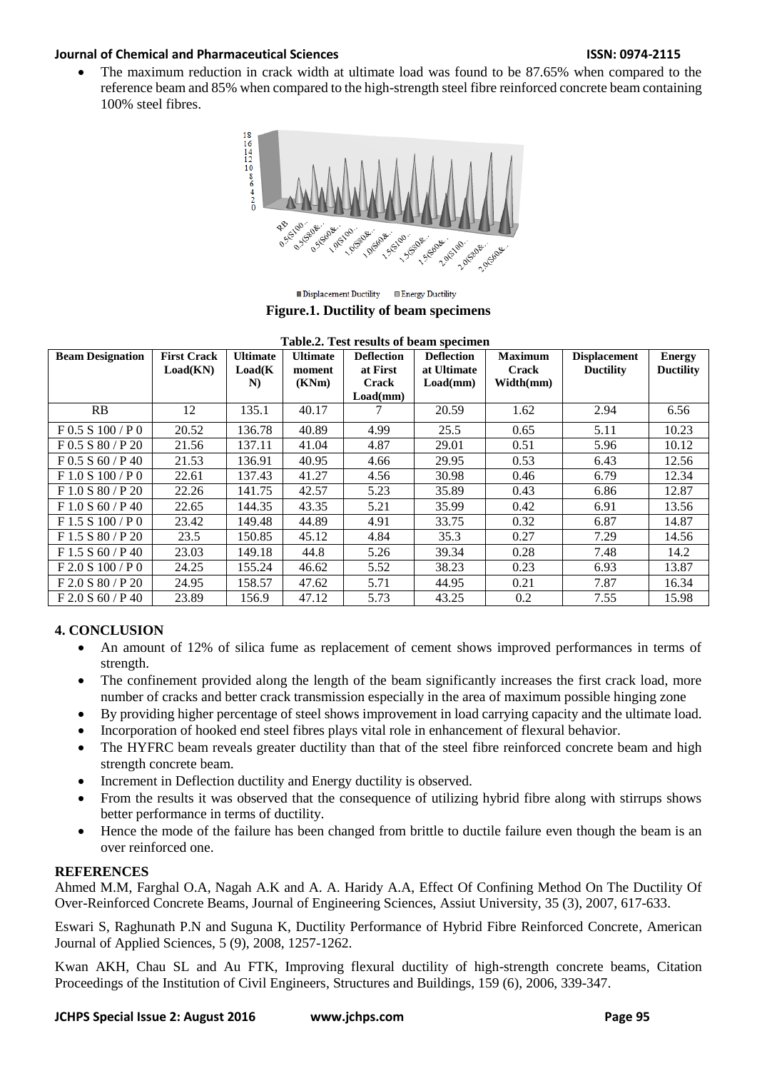- The maximum reduction in crack width at ultimate load was found to be 87.65% when compared to the reference beam and 85% when compared to the high-strength steel fibre reinforced concrete beam containing 100% steel fibres.

**Figure.1. Ductility of beam specimens**

**Table.2. Test results of beam specimen**

| Beam Designation | First Crack Load(KN) | Ultimate Load(KN) | Ultimate moment (KNm) | Deflection at First Crack Load(mm) | Deflection at Ultimate Load(mm) | Maximum Crack Width(mm) | Displacement Ductility | Energy Ductility |
|---|---|---|---|---|---|---|---|---|
| RB | 12 | 135.1 | 40.17 | 7 | 20.59 | 1.62 | 2.94 | 6.56 |
| F 0.5 S 100 / P 0 | 20.52 | 136.78 | 40.89 | 4.99 | 25.5 | 0.65 | 5.11 | 10.23 |
| F 0.5 S 80 / P 20 | 21.56 | 137.11 | 41.04 | 4.87 | 29.01 | 0.51 | 5.96 | 10.12 |
| F 0.5 S 60 / P 40 | 21.53 | 136.91 | 40.95 | 4.66 | 29.95 | 0.53 | 6.43 | 12.56 |
| F 1.0 S 100 / P 0 | 22.61 | 137.43 | 41.27 | 4.56 | 30.98 | 0.46 | 6.79 | 12.34 |
| F 1.0 S 80 / P 20 | 22.26 | 141.75 | 42.57 | 5.23 | 35.89 | 0.43 | 6.86 | 12.87 |
| F 1.0 S 60 / P 40 | 22.65 | 144.35 | 43.35 | 5.21 | 35.99 | 0.42 | 6.91 | 13.56 |
| F 1.5 S 100 / P 0 | 23.42 | 149.48 | 44.89 | 4.91 | 33.75 | 0.32 | 6.87 | 14.87 |
| F 1.5 S 80 / P 20 | 23.5 | 150.85 | 45.12 | 4.84 | 35.3 | 0.27 | 7.29 | 14.56 |
| F 1.5 S 60 / P 40 | 23.03 | 149.18 | 44.8 | 5.26 | 39.34 | 0.28 | 7.48 | 14.2 |
| F 2.0 S 100 / P 0 | 24.25 | 155.24 | 46.62 | 5.52 | 38.23 | 0.23 | 6.93 | 13.87 |
| F 2.0 S 80 / P 20 | 24.95 | 158.57 | 47.62 | 5.71 | 44.95 | 0.21 | 7.87 | 16.34 |
| F 2.0 S 60 / P 40 | 23.89 | 156.9 | 47.12 | 5.73 | 43.25 | 0.2 | 7.55 | 15.98 |

## 4. CONCLUSION

- An amount of 12% of silica fume as replacement of cement shows improved performances in terms of strength.
- The confinement provided along the length of the beam significantly increases the first crack load, more number of cracks and better crack transmission especially in the area of maximum possible hinging zone
- By providing higher percentage of steel shows improvement in load carrying capacity and the ultimate load.
- Incorporation of hooked end steel fibres plays vital role in enhancement of flexural behavior.
- The HYFRC beam reveals greater ductility than that of the steel fibre reinforced concrete beam and high strength concrete beam.
- Increment in Deflection ductility and Energy ductility is observed.
- From the results it was observed that the consequence of utilizing hybrid fibre along with stirrups shows better performance in terms of ductility.
- Hence the mode of the failure has been changed from brittle to ductile failure even though the beam is an over reinforced one.

## REFERENCES

Ahmed M.M, Farghal O.A, Nagah A.K and A. A. Haridy A.A, Effect Of Confining Method On The Ductility Of Over-Reinforced Concrete Beams, Journal of Engineering Sciences, Assiut University, 35 (3), 2007, 617-633.

Eswari S, Raghunath P.N and Suguna K, Ductility Performance of Hybrid Fibre Reinforced Concrete, American Journal of Applied Sciences, 5 (9), 2008, 1257-1262.

Kwan AKH, Chau SL and Au FTK, Improving flexural ductility of high-strength concrete beams, Citation Proceedings of the Institution of Civil Engineers, Structures and Buildings, 159 (6), 2006, 339-347.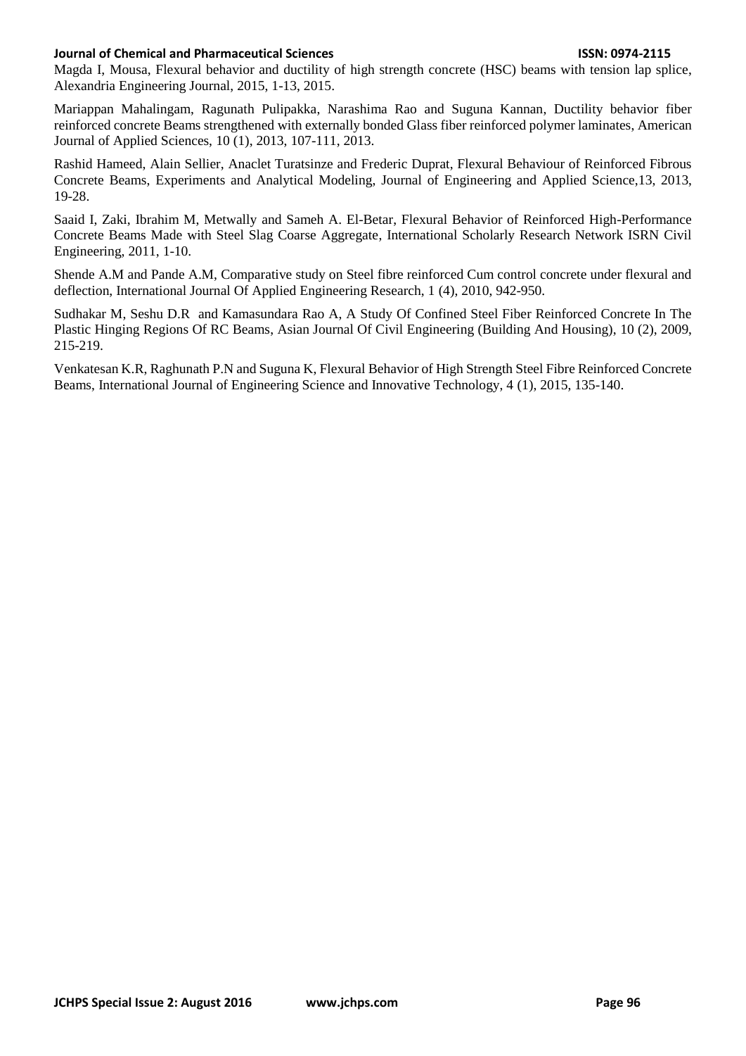Magda I, Mousa, Flexural behavior and ductility of high strength concrete (HSC) beams with tension lap splice, Alexandria Engineering Journal, 2015, 1-13, 2015.

Mariappan Mahalingam, Ragunath Pulipakka, Narashima Rao and Suguna Kannan, Ductility behavior fiber reinforced concrete Beams strengthened with externally bonded Glass fiber reinforced polymer laminates, American Journal of Applied Sciences, 10 (1), 2013, 107-111, 2013.

Rashid Hameed, Alain Sellier, Anaclet Turatsinze and Frederic Duprat, Flexural Behaviour of Reinforced Fibrous Concrete Beams, Experiments and Analytical Modeling, Journal of Engineering and Applied Science,13, 2013, 19-28.

Saaid I, Zaki, Ibrahim M, Metwally and Sameh A. El-Betar, Flexural Behavior of Reinforced High-Performance Concrete Beams Made with Steel Slag Coarse Aggregate, International Scholarly Research Network ISRN Civil Engineering, 2011, 1-10.

Shende A.M and Pande A.M, Comparative study on Steel fibre reinforced Cum control concrete under flexural and deflection, International Journal Of Applied Engineering Research, 1 (4), 2010, 942-950.

Sudhakar M, Seshu D.R and Kamasundara Rao A, A Study Of Confined Steel Fiber Reinforced Concrete In The Plastic Hinging Regions Of RC Beams, Asian Journal Of Civil Engineering (Building And Housing), 10 (2), 2009, 215-219.

Venkatesan K.R, Raghunath P.N and Suguna K, Flexural Behavior of High Strength Steel Fibre Reinforced Concrete Beams, International Journal of Engineering Science and Innovative Technology, 4 (1), 2015, 135-140.